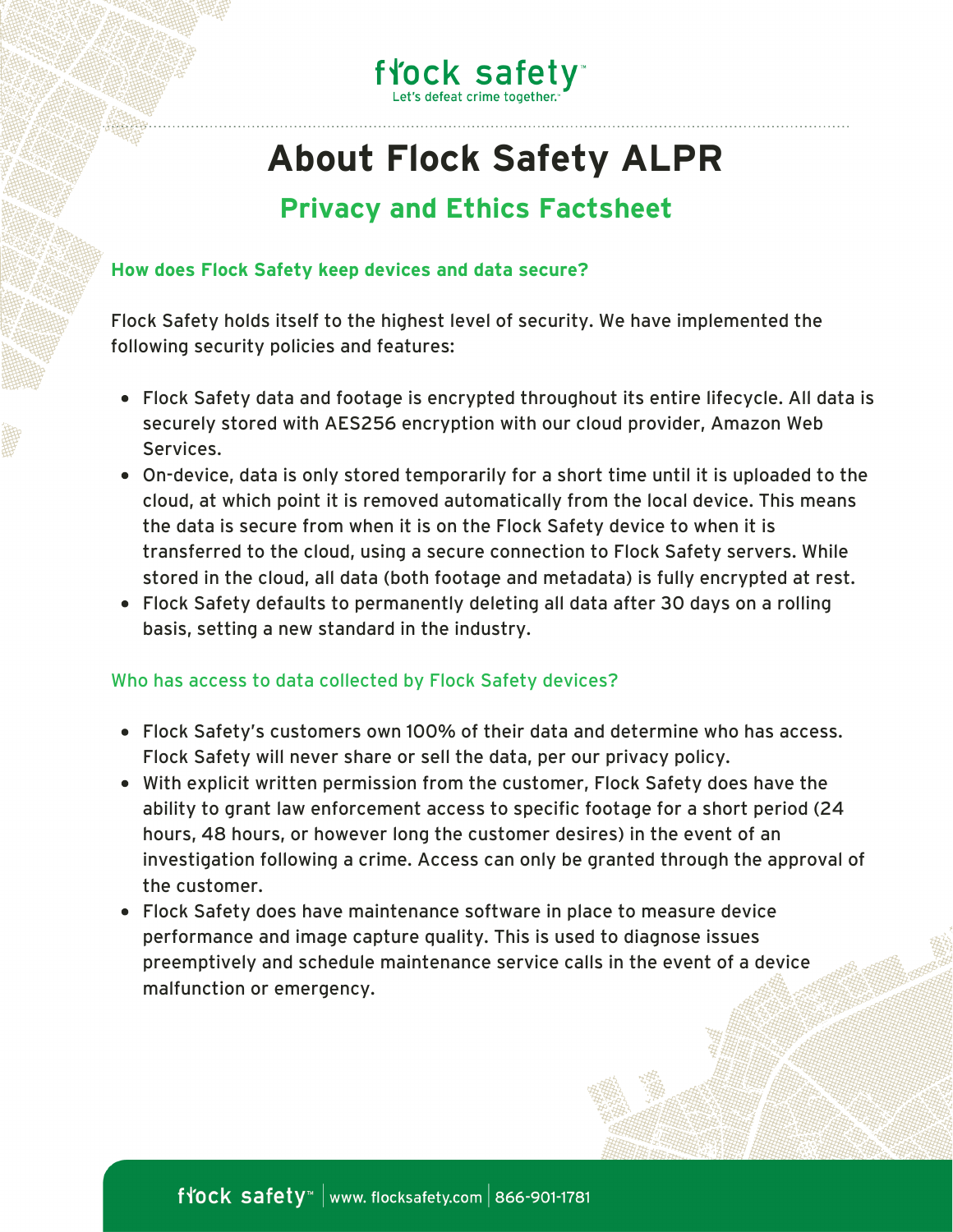flock safety
Let's defeat crime together.

# About Flock Safety ALPR

## Privacy and Ethics Factsheet

### How does Flock Safety keep devices and data secure?

Flock Safety holds itself to the highest level of security. We have implemented the following security policies and features:

- Flock Safety data and footage is encrypted throughout its entire lifecycle. All data is securely stored with AES256 encryption with our cloud provider, Amazon Web Services.
- On-device, data is only stored temporarily for a short time until it is uploaded to the cloud, at which point it is removed automatically from the local device. This means the data is secure from when it is on the Flock Safety device to when it is transferred to the cloud, using a secure connection to Flock Safety servers. While stored in the cloud, all data (both footage and metadata) is fully encrypted at rest.
- Flock Safety defaults to permanently deleting all data after 30 days on a rolling basis, setting a new standard in the industry.

### Who has access to data collected by Flock Safety devices?

- Flock Safety's customers own 100% of their data and determine who has access. Flock Safety will never share or sell the data, per our privacy policy.
- With explicit written permission from the customer, Flock Safety does have the ability to grant law enforcement access to specific footage for a short period (24 hours, 48 hours, or however long the customer desires) in the event of an investigation following a crime. Access can only be granted through the approval of the customer.
- Flock Safety does have maintenance software in place to measure device performance and image capture quality. This is used to diagnose issues preemptively and schedule maintenance service calls in the event of a device malfunction or emergency.

flock safety™ | www.flocksafety.com | 866-901-1781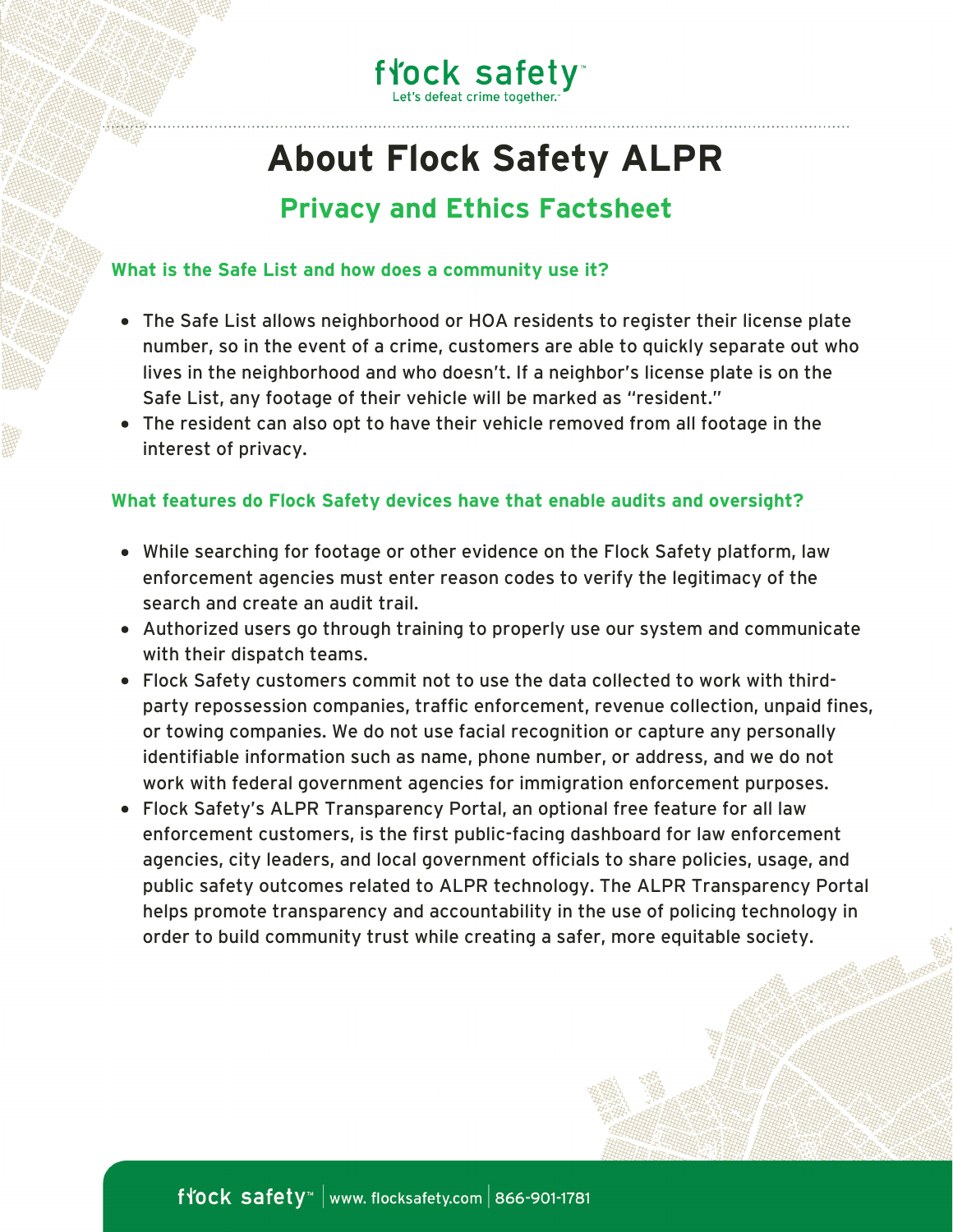flock safety™

Let's defeat crime together.™

# About Flock Safety ALPR

## Privacy and Ethics Factsheet

### What is the Safe List and how does a community use it?

- The Safe List allows neighborhood or HOA residents to register their license plate number, so in the event of a crime, customers are able to quickly separate out who lives in the neighborhood and who doesn't. If a neighbor's license plate is on the Safe List, any footage of their vehicle will be marked as "resident."
- The resident can also opt to have their vehicle removed from all footage in the interest of privacy.

### What features do Flock Safety devices have that enable audits and oversight?

- While searching for footage or other evidence on the Flock Safety platform, law enforcement agencies must enter reason codes to verify the legitimacy of the search and create an audit trail.
- Authorized users go through training to properly use our system and communicate with their dispatch teams.
- Flock Safety customers commit not to use the data collected to work with third-party repossession companies, traffic enforcement, revenue collection, unpaid fines, or towing companies. We do not use facial recognition or capture any personally identifiable information such as name, phone number, or address, and we do not work with federal government agencies for immigration enforcement purposes.
- Flock Safety's ALPR Transparency Portal, an optional free feature for all law enforcement customers, is the first public-facing dashboard for law enforcement agencies, city leaders, and local government officials to share policies, usage, and public safety outcomes related to ALPR technology. The ALPR Transparency Portal helps promote transparency and accountability in the use of policing technology in order to build community trust while creating a safer, more equitable society.

flock safety™ | www. flocksafety.com | 866-901-1781